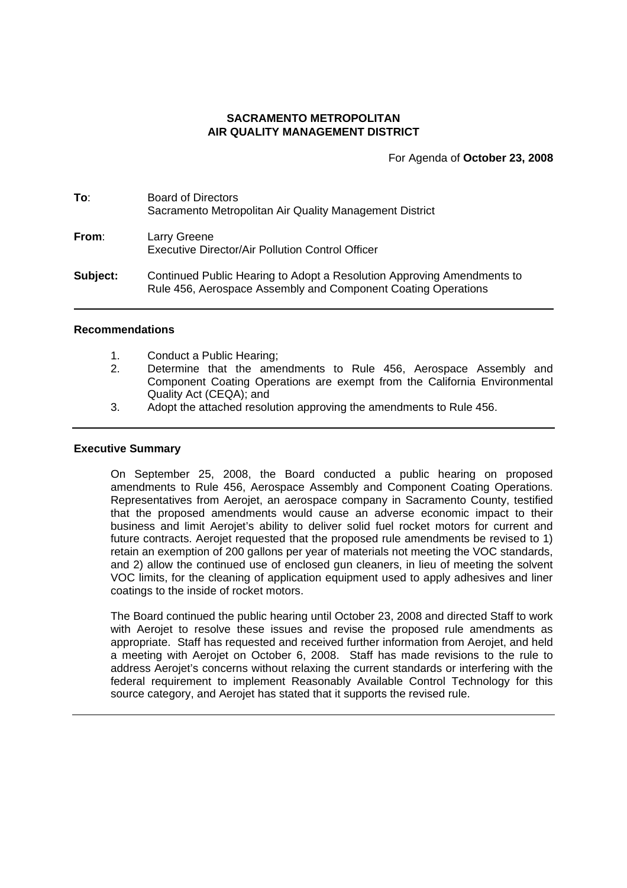**SACRAMENTO METROPOLITAN**
**AIR QUALITY MANAGEMENT DISTRICT**

For Agenda of **October 23, 2008**

**To**: Board of Directors
Sacramento Metropolitan Air Quality Management District

**From**: Larry Greene
Executive Director/Air Pollution Control Officer

**Subject:** Continued Public Hearing to Adopt a Resolution Approving Amendments to Rule 456, Aerospace Assembly and Component Coating Operations

---

## Recommendations

1. Conduct a Public Hearing;
2. Determine that the amendments to Rule 456, Aerospace Assembly and Component Coating Operations are exempt from the California Environmental Quality Act (CEQA); and
3. Adopt the attached resolution approving the amendments to Rule 456.

---

## Executive Summary

On September 25, 2008, the Board conducted a public hearing on proposed amendments to Rule 456, Aerospace Assembly and Component Coating Operations. Representatives from Aerojet, an aerospace company in Sacramento County, testified that the proposed amendments would cause an adverse economic impact to their business and limit Aerojet's ability to deliver solid fuel rocket motors for current and future contracts. Aerojet requested that the proposed rule amendments be revised to 1) retain an exemption of 200 gallons per year of materials not meeting the VOC standards, and 2) allow the continued use of enclosed gun cleaners, in lieu of meeting the solvent VOC limits, for the cleaning of application equipment used to apply adhesives and liner coatings to the inside of rocket motors.

The Board continued the public hearing until October 23, 2008 and directed Staff to work with Aerojet to resolve these issues and revise the proposed rule amendments as appropriate. Staff has requested and received further information from Aerojet, and held a meeting with Aerojet on October 6, 2008. Staff has made revisions to the rule to address Aerojet's concerns without relaxing the current standards or interfering with the federal requirement to implement Reasonably Available Control Technology for this source category, and Aerojet has stated that it supports the revised rule.

---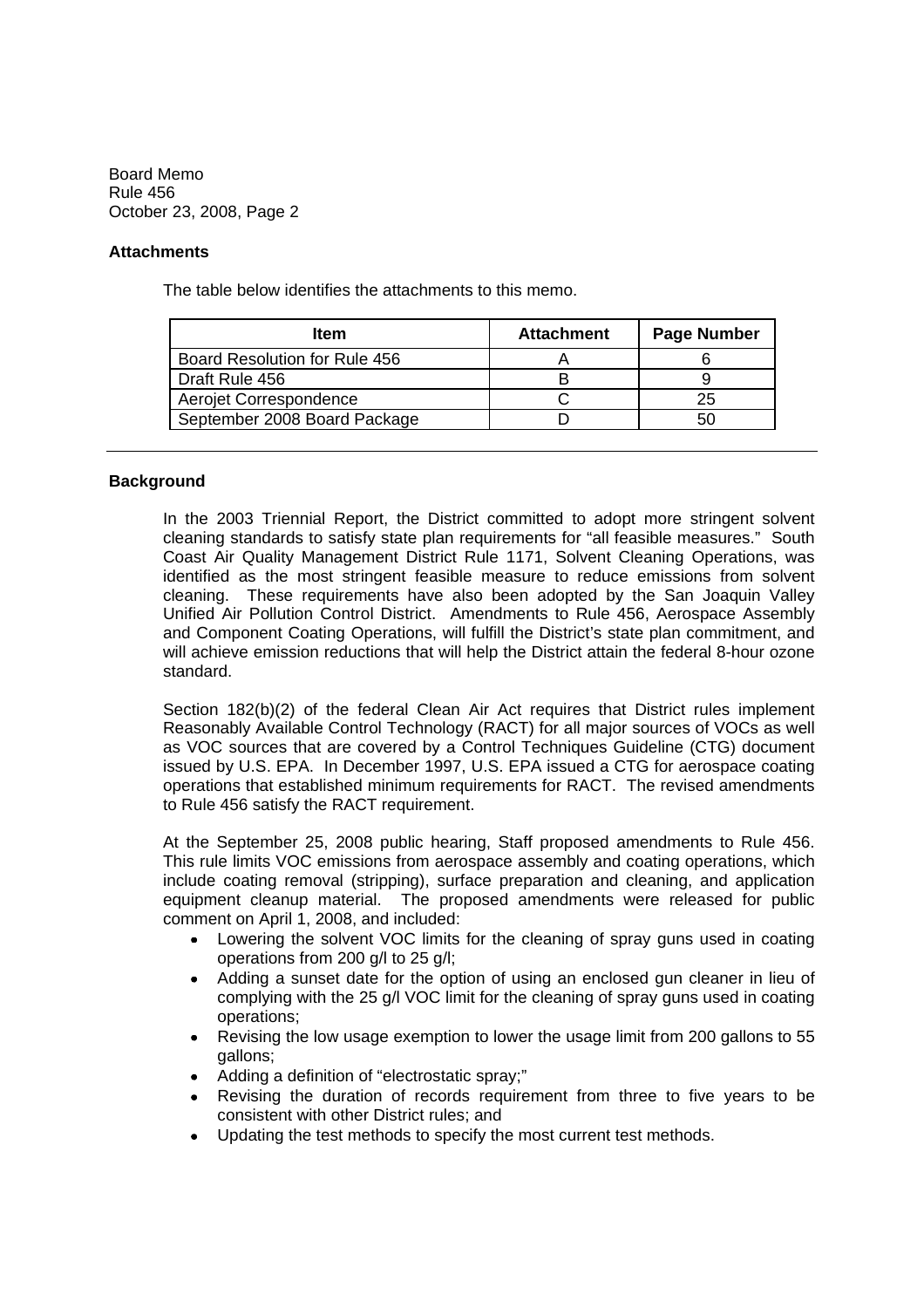## Attachments

The table below identifies the attachments to this memo.

| Item | Attachment | Page Number |
|---|---|---|
| Board Resolution for Rule 456 | A | 6 |
| Draft Rule 456 | B | 9 |
| Aerojet Correspondence | C | 25 |
| September 2008 Board Package | D | 50 |

---

## Background

In the 2003 Triennial Report, the District committed to adopt more stringent solvent cleaning standards to satisfy state plan requirements for "all feasible measures." South Coast Air Quality Management District Rule 1171, Solvent Cleaning Operations, was identified as the most stringent feasible measure to reduce emissions from solvent cleaning. These requirements have also been adopted by the San Joaquin Valley Unified Air Pollution Control District. Amendments to Rule 456, Aerospace Assembly and Component Coating Operations, will fulfill the District's state plan commitment, and will achieve emission reductions that will help the District attain the federal 8-hour ozone standard.

Section 182(b)(2) of the federal Clean Air Act requires that District rules implement Reasonably Available Control Technology (RACT) for all major sources of VOCs as well as VOC sources that are covered by a Control Techniques Guideline (CTG) document issued by U.S. EPA. In December 1997, U.S. EPA issued a CTG for aerospace coating operations that established minimum requirements for RACT. The revised amendments to Rule 456 satisfy the RACT requirement.

At the September 25, 2008 public hearing, Staff proposed amendments to Rule 456. This rule limits VOC emissions from aerospace assembly and coating operations, which include coating removal (stripping), surface preparation and cleaning, and application equipment cleanup material. The proposed amendments were released for public comment on April 1, 2008, and included:

- Lowering the solvent VOC limits for the cleaning of spray guns used in coating operations from 200 g/l to 25 g/l;
- Adding a sunset date for the option of using an enclosed gun cleaner in lieu of complying with the 25 g/l VOC limit for the cleaning of spray guns used in coating operations;
- Revising the low usage exemption to lower the usage limit from 200 gallons to 55 gallons;
- Adding a definition of "electrostatic spray;"
- Revising the duration of records requirement from three to five years to be consistent with other District rules; and
- Updating the test methods to specify the most current test methods.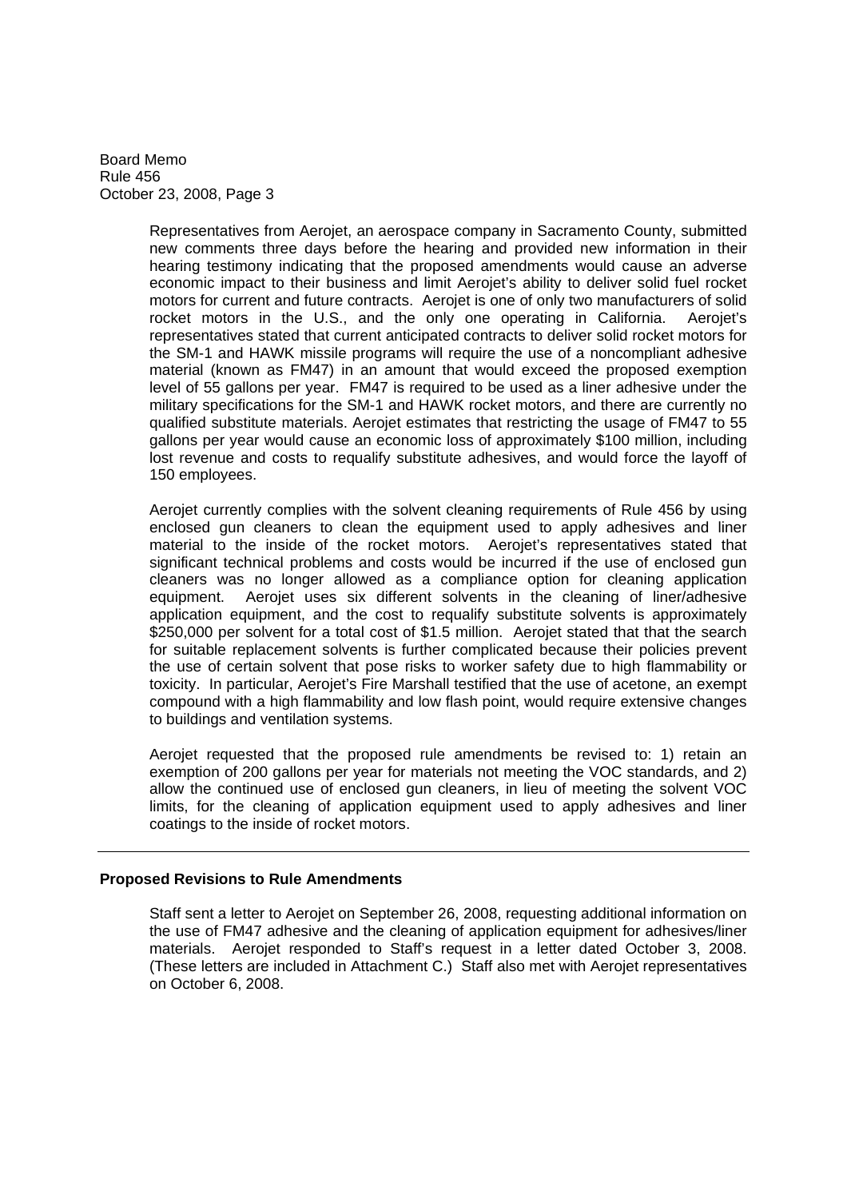Representatives from Aerojet, an aerospace company in Sacramento County, submitted new comments three days before the hearing and provided new information in their hearing testimony indicating that the proposed amendments would cause an adverse economic impact to their business and limit Aerojet's ability to deliver solid fuel rocket motors for current and future contracts. Aerojet is one of only two manufacturers of solid rocket motors in the U.S., and the only one operating in California. Aerojet's representatives stated that current anticipated contracts to deliver solid rocket motors for the SM-1 and HAWK missile programs will require the use of a noncompliant adhesive material (known as FM47) in an amount that would exceed the proposed exemption level of 55 gallons per year. FM47 is required to be used as a liner adhesive under the military specifications for the SM-1 and HAWK rocket motors, and there are currently no qualified substitute materials. Aerojet estimates that restricting the usage of FM47 to 55 gallons per year would cause an economic loss of approximately $100 million, including lost revenue and costs to requalify substitute adhesives, and would force the layoff of 150 employees.

Aerojet currently complies with the solvent cleaning requirements of Rule 456 by using enclosed gun cleaners to clean the equipment used to apply adhesives and liner material to the inside of the rocket motors. Aerojet's representatives stated that significant technical problems and costs would be incurred if the use of enclosed gun cleaners was no longer allowed as a compliance option for cleaning application equipment. Aerojet uses six different solvents in the cleaning of liner/adhesive application equipment, and the cost to requalify substitute solvents is approximately $250,000 per solvent for a total cost of $1.5 million. Aerojet stated that that the search for suitable replacement solvents is further complicated because their policies prevent the use of certain solvent that pose risks to worker safety due to high flammability or toxicity. In particular, Aerojet's Fire Marshall testified that the use of acetone, an exempt compound with a high flammability and low flash point, would require extensive changes to buildings and ventilation systems.

Aerojet requested that the proposed rule amendments be revised to: 1) retain an exemption of 200 gallons per year for materials not meeting the VOC standards, and 2) allow the continued use of enclosed gun cleaners, in lieu of meeting the solvent VOC limits, for the cleaning of application equipment used to apply adhesives and liner coatings to the inside of rocket motors.

---

**Proposed Revisions to Rule Amendments**

Staff sent a letter to Aerojet on September 26, 2008, requesting additional information on the use of FM47 adhesive and the cleaning of application equipment for adhesives/liner materials. Aerojet responded to Staff's request in a letter dated October 3, 2008. (These letters are included in Attachment C.) Staff also met with Aerojet representatives on October 6, 2008.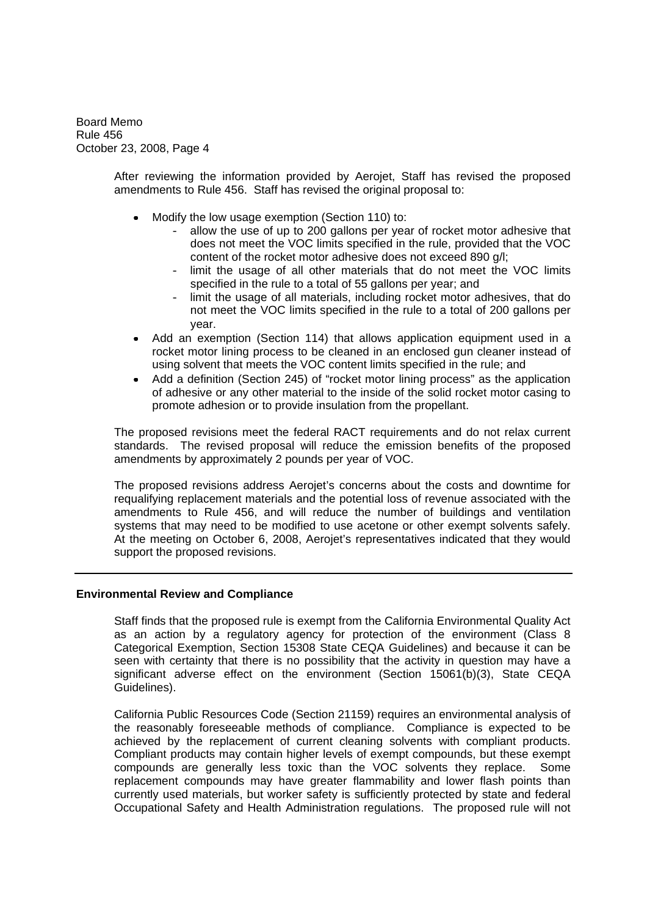After reviewing the information provided by Aerojet, Staff has revised the proposed amendments to Rule 456. Staff has revised the original proposal to:

- Modify the low usage exemption (Section 110) to:
  - allow the use of up to 200 gallons per year of rocket motor adhesive that does not meet the VOC limits specified in the rule, provided that the VOC content of the rocket motor adhesive does not exceed 890 g/l;
  - limit the usage of all other materials that do not meet the VOC limits specified in the rule to a total of 55 gallons per year; and
  - limit the usage of all materials, including rocket motor adhesives, that do not meet the VOC limits specified in the rule to a total of 200 gallons per year.
- Add an exemption (Section 114) that allows application equipment used in a rocket motor lining process to be cleaned in an enclosed gun cleaner instead of using solvent that meets the VOC content limits specified in the rule; and
- Add a definition (Section 245) of "rocket motor lining process" as the application of adhesive or any other material to the inside of the solid rocket motor casing to promote adhesion or to provide insulation from the propellant.

The proposed revisions meet the federal RACT requirements and do not relax current standards. The revised proposal will reduce the emission benefits of the proposed amendments by approximately 2 pounds per year of VOC.

The proposed revisions address Aerojet's concerns about the costs and downtime for requalifying replacement materials and the potential loss of revenue associated with the amendments to Rule 456, and will reduce the number of buildings and ventilation systems that may need to be modified to use acetone or other exempt solvents safely. At the meeting on October 6, 2008, Aerojet's representatives indicated that they would support the proposed revisions.

---

**Environmental Review and Compliance**

Staff finds that the proposed rule is exempt from the California Environmental Quality Act as an action by a regulatory agency for protection of the environment (Class 8 Categorical Exemption, Section 15308 State CEQA Guidelines) and because it can be seen with certainty that there is no possibility that the activity in question may have a significant adverse effect on the environment (Section 15061(b)(3), State CEQA Guidelines).

California Public Resources Code (Section 21159) requires an environmental analysis of the reasonably foreseeable methods of compliance. Compliance is expected to be achieved by the replacement of current cleaning solvents with compliant products. Compliant products may contain higher levels of exempt compounds, but these exempt compounds are generally less toxic than the VOC solvents they replace. Some replacement compounds may have greater flammability and lower flash points than currently used materials, but worker safety is sufficiently protected by state and federal Occupational Safety and Health Administration regulations. The proposed rule will not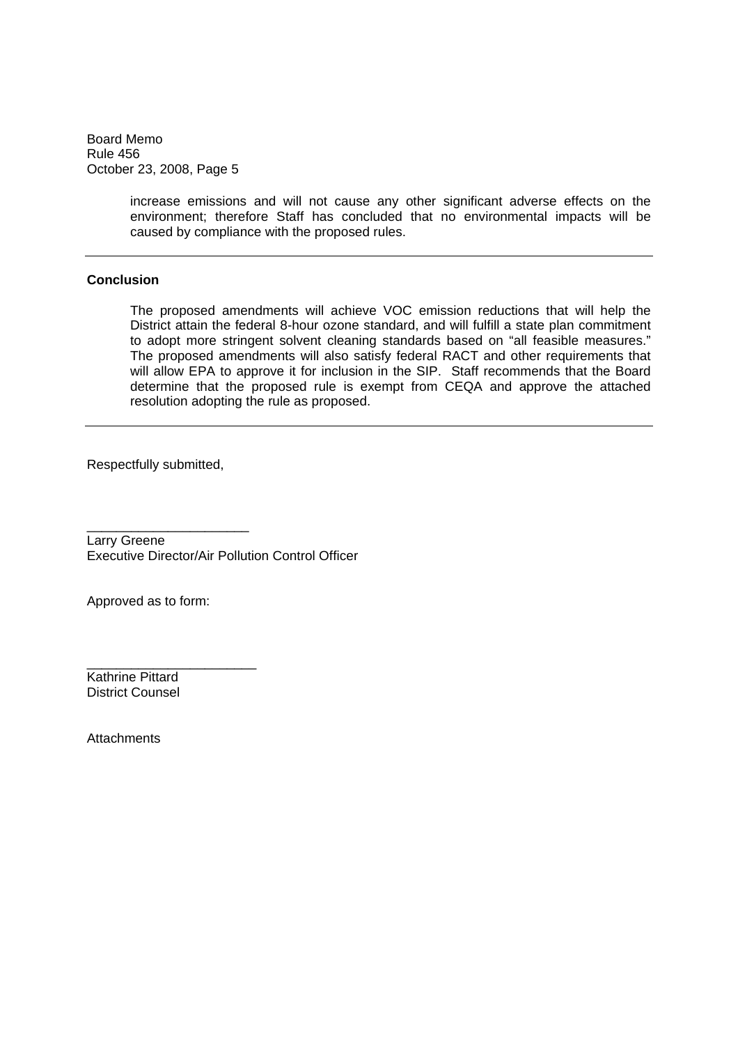increase emissions and will not cause any other significant adverse effects on the environment; therefore Staff has concluded that no environmental impacts will be caused by compliance with the proposed rules.

---

**Conclusion**

The proposed amendments will achieve VOC emission reductions that will help the District attain the federal 8-hour ozone standard, and will fulfill a state plan commitment to adopt more stringent solvent cleaning standards based on "all feasible measures." The proposed amendments will also satisfy federal RACT and other requirements that will allow EPA to approve it for inclusion in the SIP. Staff recommends that the Board determine that the proposed rule is exempt from CEQA and approve the attached resolution adopting the rule as proposed.

---

Respectfully submitted,

______________________

Larry Greene
Executive Director/Air Pollution Control Officer

Approved as to form:

_______________________

Kathrine Pittard
District Counsel

Attachments